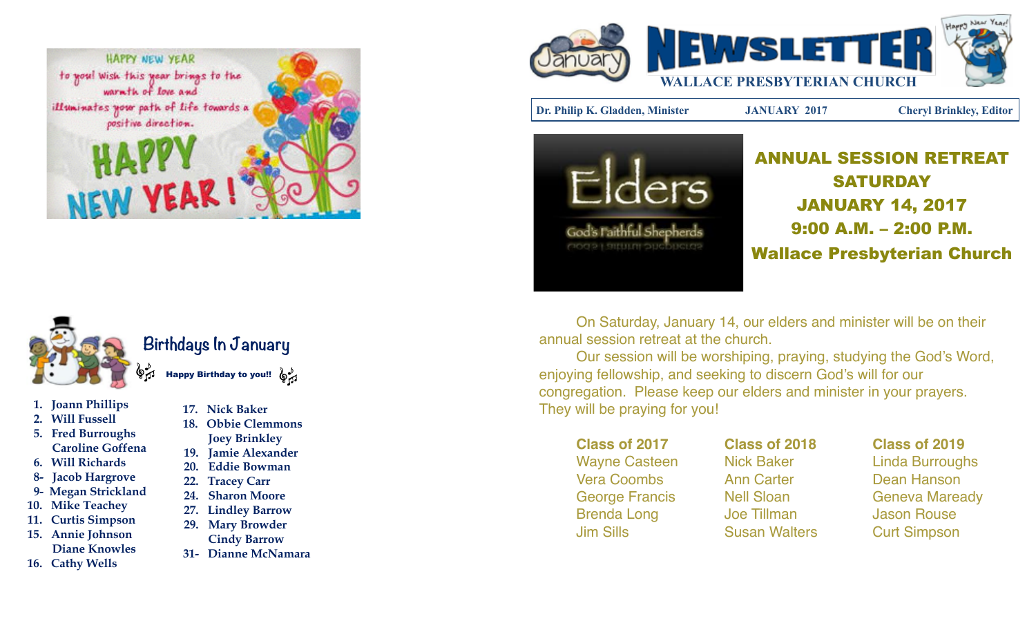# NEWSLETTER

## WALLACE PRESBYTERIAN CHURCH

**Dr. Philip K. Gladden, Minister** | **JANUARY 2017** | **Cheryl Brinkley, Editor**

HAPPY NEW YEAR to you! Wish this year brings to the warmth of love and illuminates your path of life towards a positive direction.

HAPPY NEW YEAR!

## ANNUAL SESSION RETREAT

**SATURDAY**
**JANUARY 14, 2017**
**9:00 A.M. – 2:00 P.M.**
**Wallace Presbyterian Church**

On Saturday, January 14, our elders and minister will be on their annual session retreat at the church.

Our session will be worshiping, praying, studying the God's Word, enjoying fellowship, and seeking to discern God's will for our congregation. Please keep our elders and minister in your prayers. They will be praying for you!

| Class of 2017 | Class of 2018 | Class of 2019 |
|---|---|---|
| Wayne Casteen | Nick Baker | Linda Burroughs |
| Vera Coombs | Ann Carter | Dean Hanson |
| George Francis | Nell Sloan | Geneva Maready |
| Brenda Long | Joe Tillman | Jason Rouse |
| Jim Sills | Susan Walters | Curt Simpson |

## Birthdays In January

**Happy Birthday to you!!**

1. Joann Phillips
2. Will Fussell
5. Fred Burroughs
   Caroline Goffena
6. Will Richards
8. Jacob Hargrove
9. Megan Strickland
10. Mike Teachey
11. Curtis Simpson
15. Annie Johnson
    Diane Knowles
16. Cathy Wells
17. Nick Baker
18. Obbie Clemmons
    Joey Brinkley
19. Jamie Alexander
20. Eddie Bowman
22. Tracey Carr
24. Sharon Moore
27. Lindley Barrow
29. Mary Browder
    Cindy Barrow
31. Dianne McNamara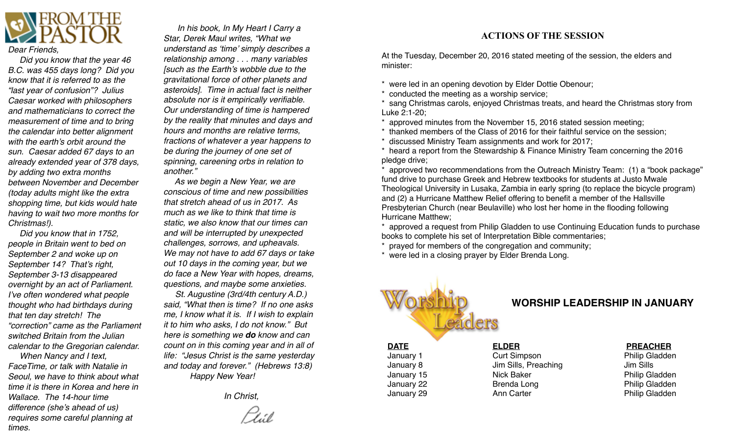# FROM THE PASTOR

*Dear Friends,*

*Did you know that the year 46 B.C. was 455 days long? Did you know that it is referred to as the "last year of confusion"? Julius Caesar worked with philosophers and mathematicians to correct the measurement of time and to bring the calendar into better alignment with the earth's orbit around the sun. Caesar added 67 days to an already extended year of 378 days, by adding two extra months between November and December (today adults might like the extra shopping time, but kids would hate having to wait two more months for Christmas!).*

*Did you know that in 1752, people in Britain went to bed on September 2 and woke up on September 14? That's right, September 3-13 disappeared overnight by an act of Parliament. I've often wondered what people thought who had birthdays during that ten day stretch! The "correction" came as the Parliament switched Britain from the Julian calendar to the Gregorian calendar.*

*When Nancy and I text, FaceTime, or talk with Natalie in Seoul, we have to think about what time it is there in Korea and here in Wallace. The 14-hour time difference (she's ahead of us) requires some careful planning at times.*

*In his book, In My Heart I Carry a Star, Derek Maul writes, "What we understand as 'time' simply describes a relationship among . . . many variables [such as the Earth's wobble due to the gravitational force of other planets and asteroids]. Time in actual fact is neither absolute nor is it empirically verifiable. Our understanding of time is hampered by the reality that minutes and days and hours and months are relative terms, fractions of whatever a year happens to be during the journey of one set of spinning, careening orbs in relation to another."*

*As we begin a New Year, we are conscious of time and new possibilities that stretch ahead of us in 2017. As much as we like to think that time is static, we also know that our times can and will be interrupted by unexpected challenges, sorrows, and upheavals. We may not have to add 67 days or take out 10 days in the coming year, but we do face a New Year with hopes, dreams, questions, and maybe some anxieties.*

*St. Augustine (3rd/4th century A.D.) said, "What then is time? If no one asks me, I know what it is. If I wish to explain it to him who asks, I do not know." But here is something we **do** know and can count on in this coming year and in all of life: "Jesus Christ is the same yesterday and today and forever." (Hebrews 13:8)*

*Happy New Year!*

*In Christ,*

Phil

## ACTIONS OF THE SESSION

At the Tuesday, December 20, 2016 stated meeting of the session, the elders and minister:

* were led in an opening devotion by Elder Dottie Obenour;
* conducted the meeting as a worship service;
* sang Christmas carols, enjoyed Christmas treats, and heard the Christmas story from Luke 2:1-20;
* approved minutes from the November 15, 2016 stated session meeting;
* thanked members of the Class of 2016 for their faithful service on the session;
* discussed Ministry Team assignments and work for 2017;
* heard a report from the Stewardship & Finance Ministry Team concerning the 2016 pledge drive;
* approved two recommendations from the Outreach Ministry Team: (1) a "book package" fund drive to purchase Greek and Hebrew textbooks for students at Justo Mwale Theological University in Lusaka, Zambia in early spring (to replace the bicycle program) and (2) a Hurricane Matthew Relief offering to benefit a member of the Hallsville Presbyterian Church (near Beulaville) who lost her home in the flooding following Hurricane Matthew;
* approved a request from Philip Gladden to use Continuing Education funds to purchase books to complete his set of Interpretation Bible commentaries;
* prayed for members of the congregation and community;
* were led in a closing prayer by Elder Brenda Long.

## WORSHIP LEADERSHIP IN JANUARY

| DATE | ELDER | PREACHER |
|---|---|---|
| January 1 | Curt Simpson | Philip Gladden |
| January 8 | Jim Sills, Preaching | Jim Sills |
| January 15 | Nick Baker | Philip Gladden |
| January 22 | Brenda Long | Philip Gladden |
| January 29 | Ann Carter | Philip Gladden |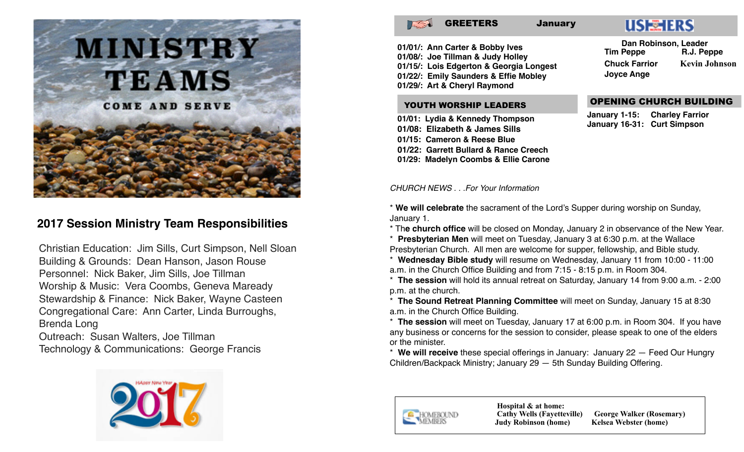# MINISTRY TEAMS

COME AND SERVE

## 2017 Session Ministry Team Responsibilities

Christian Education: Jim Sills, Curt Simpson, Nell Sloan
Building & Grounds: Dean Hanson, Jason Rouse
Personnel: Nick Baker, Jim Sills, Joe Tillman
Worship & Music: Vera Coombs, Geneva Maready
Stewardship & Finance: Nick Baker, Wayne Casteen
Congregational Care: Ann Carter, Linda Burroughs, Brenda Long
Outreach: Susan Walters, Joe Tillman
Technology & Communications: George Francis

HAppy New Year 2017

## GREETERS January

**01/01/: Ann Carter & Bobby Ives**
**01/08/: Joe Tillman & Judy Holley**
**01/15/: Lois Edgerton & Georgia Longest**
**01/22/: Emily Saunders & Effie Mobley**
**01/29/: Art & Cheryl Raymond**

## USHERS

**Dan Robinson, Leader**

| | |
|---|---|
| **Tim Peppe** | **R.J. Peppe** |
| **Chuck Farrior** | **Kevin Johnson** |
| **Joyce Ange** | |

## YOUTH WORSHIP LEADERS

**01/01: Lydia & Kennedy Thompson**
**01/08: Elizabeth & James Sills**
**01/15: Cameron & Reese Blue**
**01/22: Garrett Bullard & Rance Creech**
**01/29: Madelyn Coombs & Ellie Carone**

## OPENING CHURCH BUILDING

**January 1-15: Charley Farrior**
**January 16-31: Curt Simpson**

*CHURCH NEWS . . .For Your Information*

\* **We will celebrate** the sacrament of the Lord's Supper during worship on Sunday, January 1.
\* Th**e church office** will be closed on Monday, January 2 in observance of the New Year.
\* **Presbyterian Men** will meet on Tuesday, January 3 at 6:30 p.m. at the Wallace Presbyterian Church. All men are welcome for supper, fellowship, and Bible study.
\* **Wednesday Bible study** will resume on Wednesday, January 11 from 10:00 - 11:00 a.m. in the Church Office Building and from 7:15 - 8:15 p.m. in Room 304.
\* **The session** will hold its annual retreat on Saturday, January 14 from 9:00 a.m. - 2:00 p.m. at the church.
\* **The Sound Retreat Planning Committee** will meet on Sunday, January 15 at 8:30 a.m. in the Church Office Building.
\* **The session** will meet on Tuesday, January 17 at 6:00 p.m. in Room 304. If you have any business or concerns for the session to consider, please speak to one of the elders or the minister.
\* **We will receive** these special offerings in January: January 22 — Feed Our Hungry Children/Backpack Ministry; January 29 — 5th Sunday Building Offering.

## HOMEBOUND MEMBERS

**Hospital & at home:**

| | |
|---|---|
| **Cathy Wells (Fayetteville)** | **George Walker (Rosemary)** |
| **Judy Robinson (home)** | **Kelsea Webster (home)** |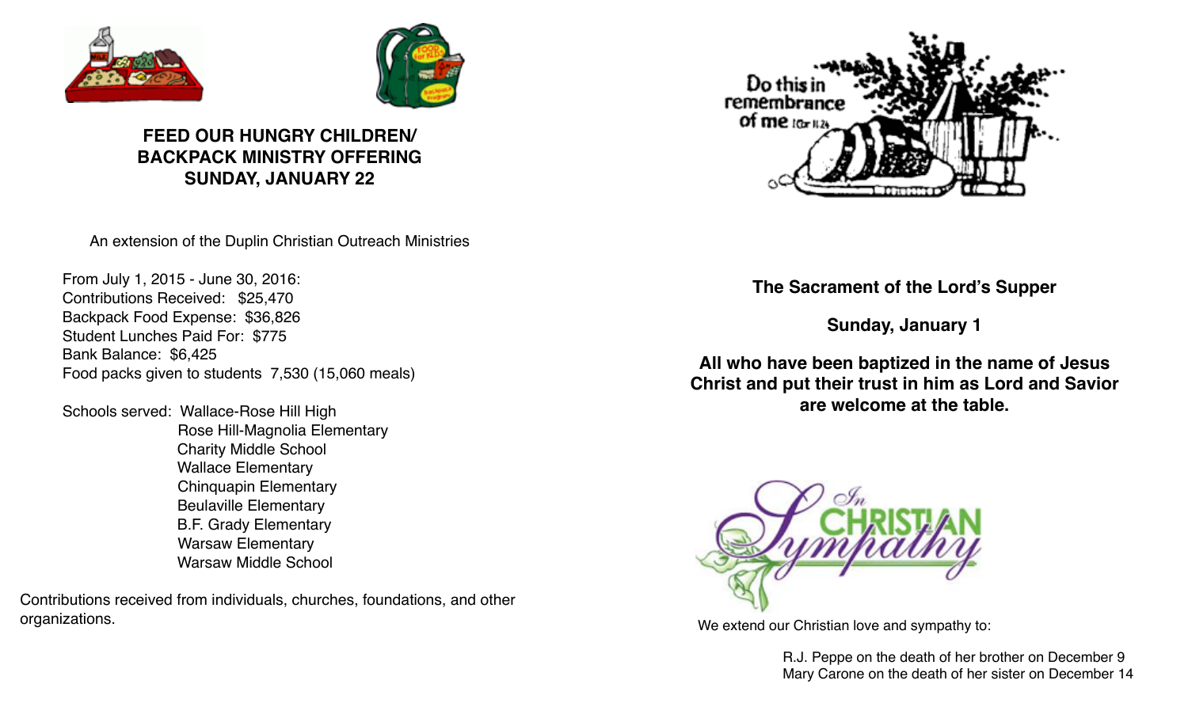**FEED OUR HUNGRY CHILDREN/**
**BACKPACK MINISTRY OFFERING**
**SUNDAY, JANUARY 22**

An extension of the Duplin Christian Outreach Ministries

From July 1, 2015 - June 30, 2016:
Contributions Received: $25,470
Backpack Food Expense: $36,826
Student Lunches Paid For: $775
Bank Balance: $6,425
Food packs given to students 7,530 (15,060 meals)

Schools served:
- Wallace-Rose Hill High
- Rose Hill-Magnolia Elementary
- Charity Middle School
- Wallace Elementary
- Chinquapin Elementary
- Beulaville Elementary
- B.F. Grady Elementary
- Warsaw Elementary
- Warsaw Middle School

Contributions received from individuals, churches, foundations, and other organizations.

Do this in remembrance of me 1Cor 11:24

**The Sacrament of the Lord's Supper**

**Sunday, January 1**

**All who have been baptized in the name of Jesus Christ and put their trust in him as Lord and Savior are welcome at the table.**

In Christian Sympathy

We extend our Christian love and sympathy to:

R.J. Peppe on the death of her brother on December 9
Mary Carone on the death of her sister on December 14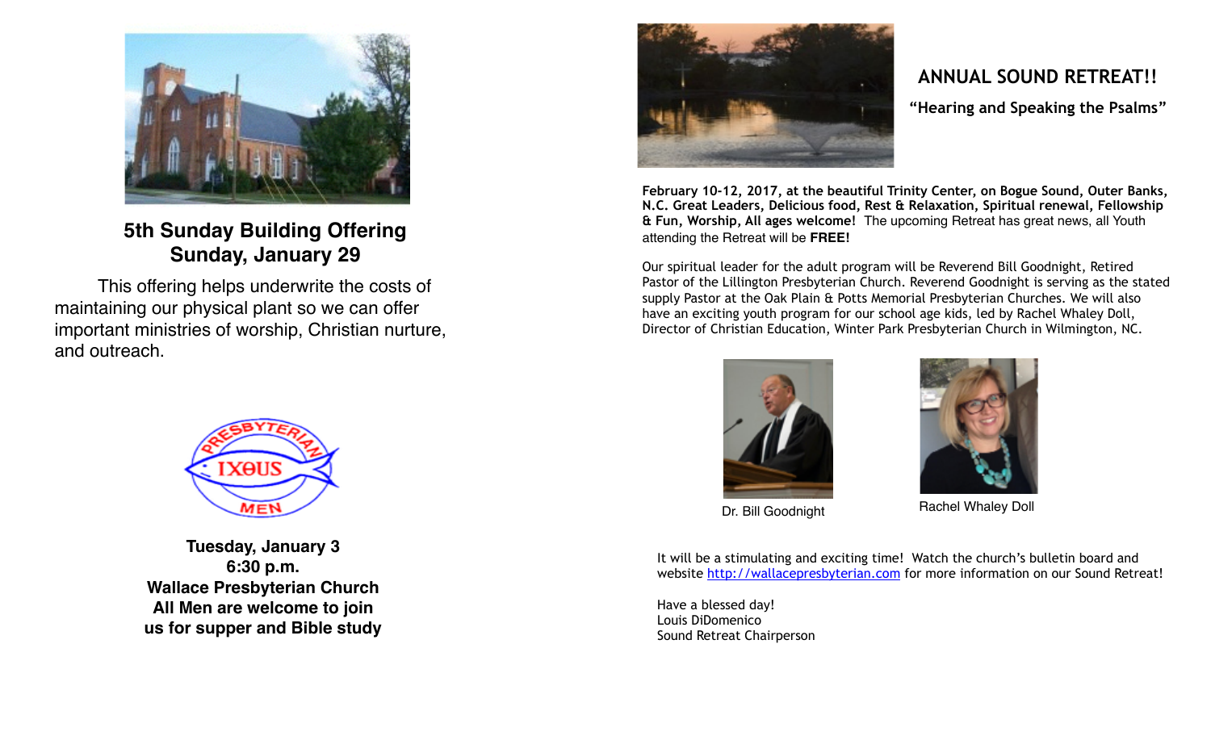## 5th Sunday Building Offering
## Sunday, January 29

This offering helps underwrite the costs of maintaining our physical plant so we can offer important ministries of worship, Christian nurture, and outreach.

**Tuesday, January 3**
**6:30 p.m.**
**Wallace Presbyterian Church**
**All Men are welcome to join us for supper and Bible study**

## ANNUAL SOUND RETREAT!!

**"Hearing and Speaking the Psalms"**

**February 10-12, 2017, at the beautiful Trinity Center, on Bogue Sound, Outer Banks, N.C. Great Leaders, Delicious food, Rest & Relaxation, Spiritual renewal, Fellowship & Fun, Worship, All ages welcome!** The upcoming Retreat has great news, all Youth attending the Retreat will be **FREE!**

Our spiritual leader for the adult program will be Reverend Bill Goodnight, Retired Pastor of the Lillington Presbyterian Church. Reverend Goodnight is serving as the stated supply Pastor at the Oak Plain & Potts Memorial Presbyterian Churches. We will also have an exciting youth program for our school age kids, led by Rachel Whaley Doll, Director of Christian Education, Winter Park Presbyterian Church in Wilmington, NC.

Dr. Bill Goodnight

Rachel Whaley Doll

It will be a stimulating and exciting time! Watch the church's bulletin board and website http://wallacepresbyterian.com for more information on our Sound Retreat!

Have a blessed day!
Louis DiDomenico
Sound Retreat Chairperson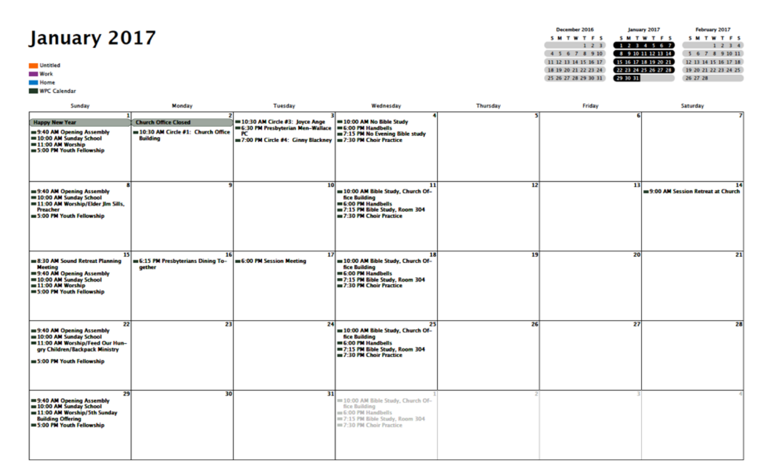# January 2017

- Untitled
- Work
- Home
- WPC Calendar

| Sunday | Monday | Tuesday | Wednesday | Thursday | Friday | Saturday |
|---|---|---|---|---|---|---|
| **1** Happy New Year; 9:40 AM Opening Assembly; 10:00 AM Sunday School; 11:00 AM Worship; 5:00 PM Youth Fellowship | **2** Church Office Closed; 10:30 AM Circle #1: Church Office Building | **3** 10:30 AM Circle #3: Joyce Ange; 6:30 PM Presbyterian Men-Wallace PC; 7:00 PM Circle #4: Ginny Blackney | **4** 10:00 AM No Bible Study; 6:00 PM Handbells; 7:15 PM No Evening Bible study; 7:30 PM Choir Practice | **5** | **6** | **7** |
| **8** 9:40 AM Opening Assembly; 10:00 AM Sunday School; 11:00 AM Worship/Elder Jim Sills, Preacher; 5:00 PM Youth Fellowship | **9** | **10** | **11** 10:00 AM Bible Study, Church Office Building; 6:00 PM Handbells; 7:15 PM Bible Study, Room 304; 7:30 PM Choir Practice | **12** | **13** | **14** 9:00 AM Session Retreat at Church |
| **15** 8:30 AM Sound Retreat Planning Meeting; 9:40 AM Opening Assembly; 10:00 AM Sunday School; 11:00 AM Worship; 5:00 PM Youth Fellowship | **16** 6:15 PM Presbyterians Dining Together | **17** 6:00 PM Session Meeting | **18** 10:00 AM Bible Study, Church Office Building; 6:00 PM Handbells; 7:15 PM Bible Study, Room 304; 7:30 PM Choir Practice | **19** | **20** | **21** |
| **22** 9:40 AM Opening Assembly; 10:00 AM Sunday School; 11:00 AM Worship/Feed Our Hungry Children/Backpack Ministry; 5:00 PM Youth Fellowship | **23** | **24** | **25** 10:00 AM Bible Study, Church Office Building; 6:00 PM Handbells; 7:15 PM Bible Study, Room 304; 7:30 PM Choir Practice | **26** | **27** | **28** |
| **29** 9:40 AM Opening Assembly; 10:00 AM Sunday School; 11:00 AM Worship/5th Sunday Building Offering; 5:00 PM Youth Fellowship | **30** | **31** | **1** 10:00 AM Bible Study, Church Office Building; 6:00 PM Handbells; 7:15 PM Bible Study, Room 304; 7:30 PM Choir Practice | **2** | **3** | **4** |